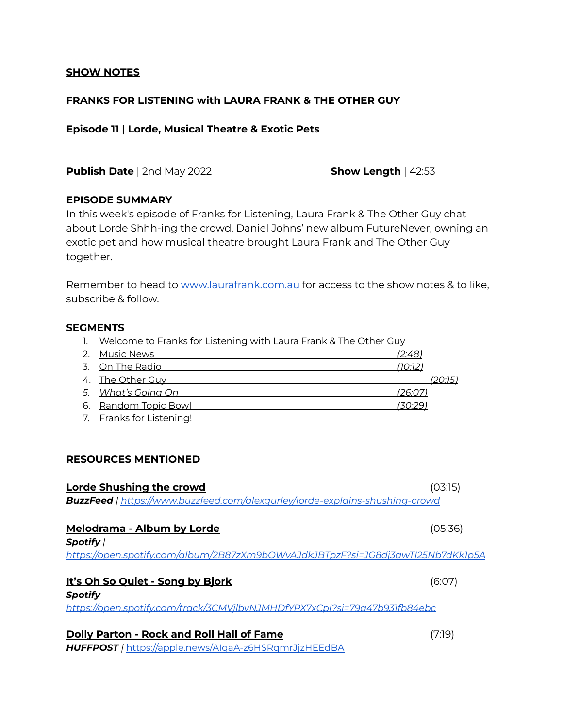**SHOW NOTES**

**FRANKS FOR LISTENING with LAURA FRANK & THE OTHER GUY**

**Episode 11 | Lorde, Musical Theatre & Exotic Pets**

**Publish Date** | 2nd May 2022

**Show Length** | 42:53

**EPISODE SUMMARY**

In this week's episode of Franks for Listening, Laura Frank & The Other Guy chat about Lorde Shhh-ing the crowd, Daniel Johns' new album FutureNever, owning an exotic pet and how musical theatre brought Laura Frank and The Other Guy together.

Remember to head to www.laurafrank.com.au for access to the show notes & to like, subscribe & follow.

**SEGMENTS**

1. Welcome to Franks for Listening with Laura Frank & The Other Guy
2. Music News *(2:48)*
3. On The Radio *(10:12)*
4. The Other Guy *(20:15)*
5. *What's Going On* *(26:07)*
6. Random Topic Bowl *(30:29)*
7. Franks for Listening!

**RESOURCES MENTIONED**

**Lorde Shushing the crowd** (03:15)
***BuzzFeed*** | *https://www.buzzfeed.com/alexgurley/lorde-explains-shushing-crowd*

**Melodrama - Album by Lorde** (05:36)
***Spotify*** |
*https://open.spotify.com/album/2B87zXm9bOWvAJdkJBTpzF?si=JG8dj3awTI25Nb7dKk1p5A*

**It's Oh So Quiet - Song by Bjork** (6:07)
***Spotify***
*https://open.spotify.com/track/3CMVjlbvNJMHDfYPX7xCpi?si=79a47b931fb84ebc*

**Dolly Parton - Rock and Roll Hall of Fame** (7:19)
***HUFFPOST*** | https://apple.news/AIqaA-z6HSRqmrJjzHEEdBA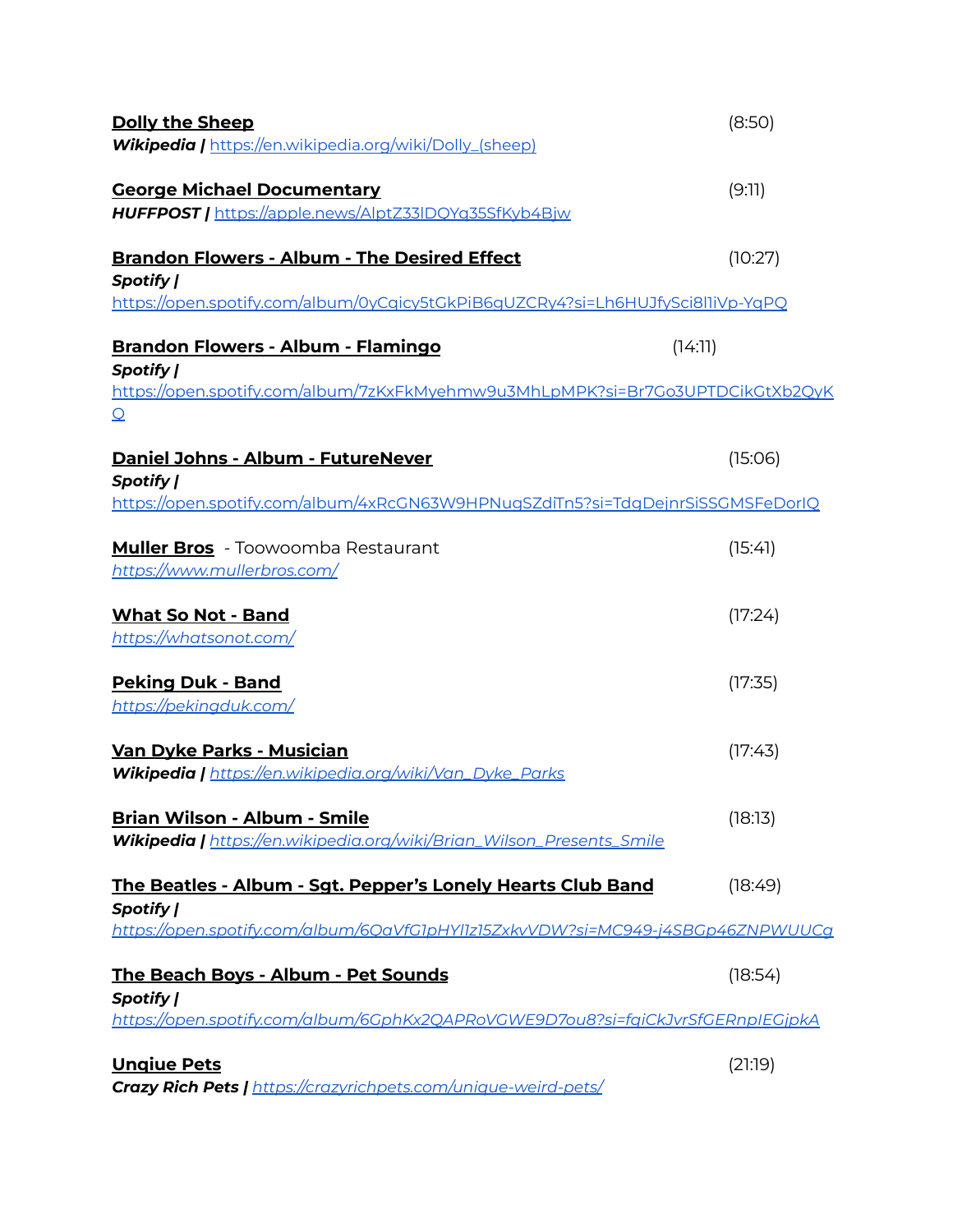**Dolly the Sheep** (8:50)
***Wikipedia |*** https://en.wikipedia.org/wiki/Dolly_(sheep)

**George Michael Documentary** (9:11)
***HUFFPOST |*** https://apple.news/AlptZ33lDQYq35SfKyb4Bjw

**Brandon Flowers - Album - The Desired Effect** (10:27)
***Spotify |***
https://open.spotify.com/album/0yCqicy5tGkPiB6gUZCRy4?si=Lh6HUJfySci8l1iVp-YqPQ

**Brandon Flowers - Album - Flamingo** (14:11)
***Spotify |***
https://open.spotify.com/album/7zKxFkMyehmw9u3MhLpMPK?si=Br7Go3UPTDCikGtXb2QyKQ

**Daniel Johns - Album - FutureNever** (15:06)
***Spotify |***
https://open.spotify.com/album/4xRcGN63W9HPNugSZdiTn5?si=TdgDejnrSiSSGMSFeDorlQ

**Muller Bros** - Toowoomba Restaurant (15:41)
*https://www.mullerbros.com/*

**What So Not - Band** (17:24)
*https://whatsonot.com/*

**Peking Duk - Band** (17:35)
*https://pekingduk.com/*

**Van Dyke Parks - Musician** (17:43)
***Wikipedia |*** *https://en.wikipedia.org/wiki/Van_Dyke_Parks*

**Brian Wilson - Album - Smile** (18:13)
***Wikipedia |*** *https://en.wikipedia.org/wiki/Brian_Wilson_Presents_Smile*

**The Beatles - Album - Sgt. Pepper's Lonely Hearts Club Band** (18:49)
***Spotify |***
*https://open.spotify.com/album/6QaVfG1pHYl1z15ZxkvVDW?si=MC949-j4SBGp46ZNPWUUCg*

**The Beach Boys - Album - Pet Sounds** (18:54)
***Spotify |***
*https://open.spotify.com/album/6GphKx2QAPRoVGWE9D7ou8?si=fqiCkJvrSfGERnpIEGjpkA*

**Unqiue Pets** (21:19)
***Crazy Rich Pets |*** *https://crazyrichpets.com/unique-weird-pets/*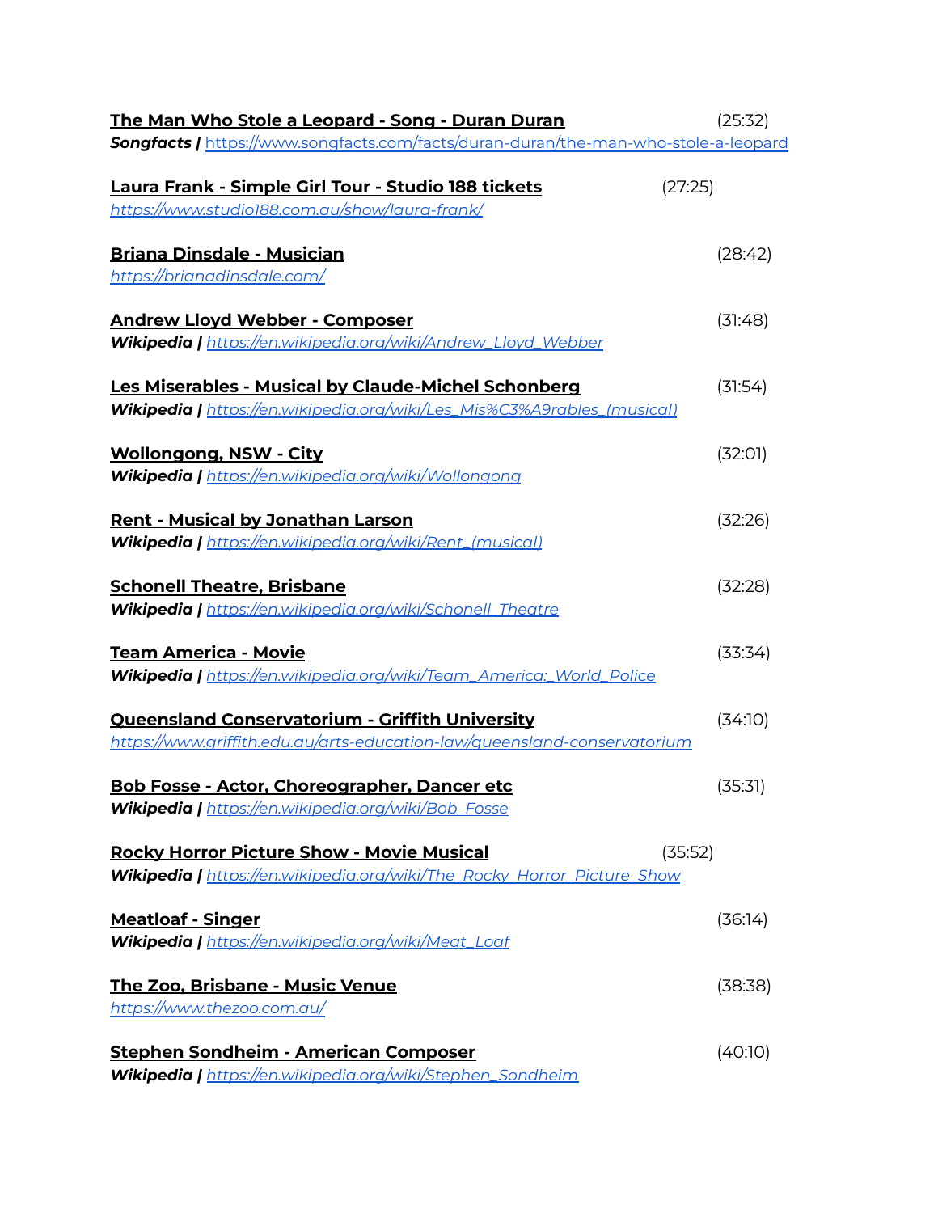**The Man Who Stole a Leopard - Song - Duran Duran** (25:32)
***Songfacts |*** *https://www.songfacts.com/facts/duran-duran/the-man-who-stole-a-leopard*

**Laura Frank - Simple Girl Tour - Studio 188 tickets** (27:25)
*https://www.studio188.com.au/show/laura-frank/*

**Briana Dinsdale - Musician** (28:42)
*https://brianadinsdale.com/*

**Andrew Lloyd Webber - Composer** (31:48)
***Wikipedia |*** *https://en.wikipedia.org/wiki/Andrew_Lloyd_Webber*

**Les Miserables - Musical by Claude-Michel Schonberg** (31:54)
***Wikipedia |*** *https://en.wikipedia.org/wiki/Les_Mis%C3%A9rables_(musical)*

**Wollongong, NSW - City** (32:01)
***Wikipedia |*** *https://en.wikipedia.org/wiki/Wollongong*

**Rent - Musical by Jonathan Larson** (32:26)
***Wikipedia |*** *https://en.wikipedia.org/wiki/Rent_(musical)*

**Schonell Theatre, Brisbane** (32:28)
***Wikipedia |*** *https://en.wikipedia.org/wiki/Schonell_Theatre*

**Team America - Movie** (33:34)
***Wikipedia |*** *https://en.wikipedia.org/wiki/Team_America:_World_Police*

**Queensland Conservatorium - Griffith University** (34:10)
*https://www.griffith.edu.au/arts-education-law/queensland-conservatorium*

**Bob Fosse - Actor, Choreographer, Dancer etc** (35:31)
***Wikipedia |*** *https://en.wikipedia.org/wiki/Bob_Fosse*

**Rocky Horror Picture Show - Movie Musical** (35:52)
***Wikipedia |*** *https://en.wikipedia.org/wiki/The_Rocky_Horror_Picture_Show*

**Meatloaf - Singer** (36:14)
***Wikipedia |*** *https://en.wikipedia.org/wiki/Meat_Loaf*

**The Zoo, Brisbane - Music Venue** (38:38)
*https://www.thezoo.com.au/*

**Stephen Sondheim - American Composer** (40:10)
***Wikipedia |*** *https://en.wikipedia.org/wiki/Stephen_Sondheim*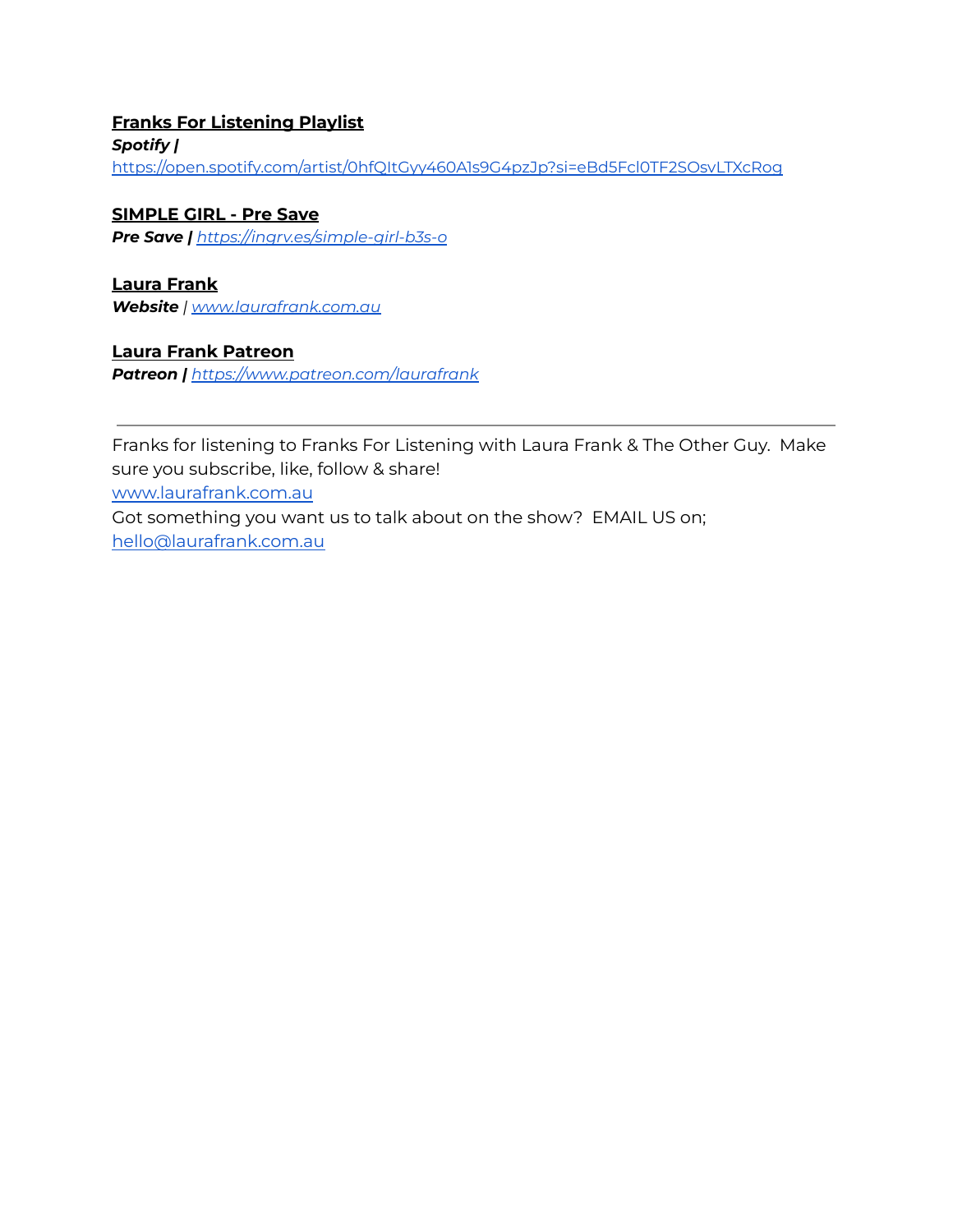**Franks For Listening Playlist**
***Spotify |***
https://open.spotify.com/artist/0hfQItGyy460A1s9G4pzJp?si=eBd5Fcl0TF2SOsvLTXcRog

**SIMPLE GIRL - Pre Save**
***Pre Save |*** *https://ingrv.es/simple-girl-b3s-o*

**Laura Frank**
***Website*** | *www.laurafrank.com.au*

**Laura Frank Patreon**
***Patreon |*** *https://www.patreon.com/laurafrank*

---

Franks for listening to Franks For Listening with Laura Frank & The Other Guy. Make sure you subscribe, like, follow & share!
www.laurafrank.com.au
Got something you want us to talk about on the show? EMAIL US on;
hello@laurafrank.com.au